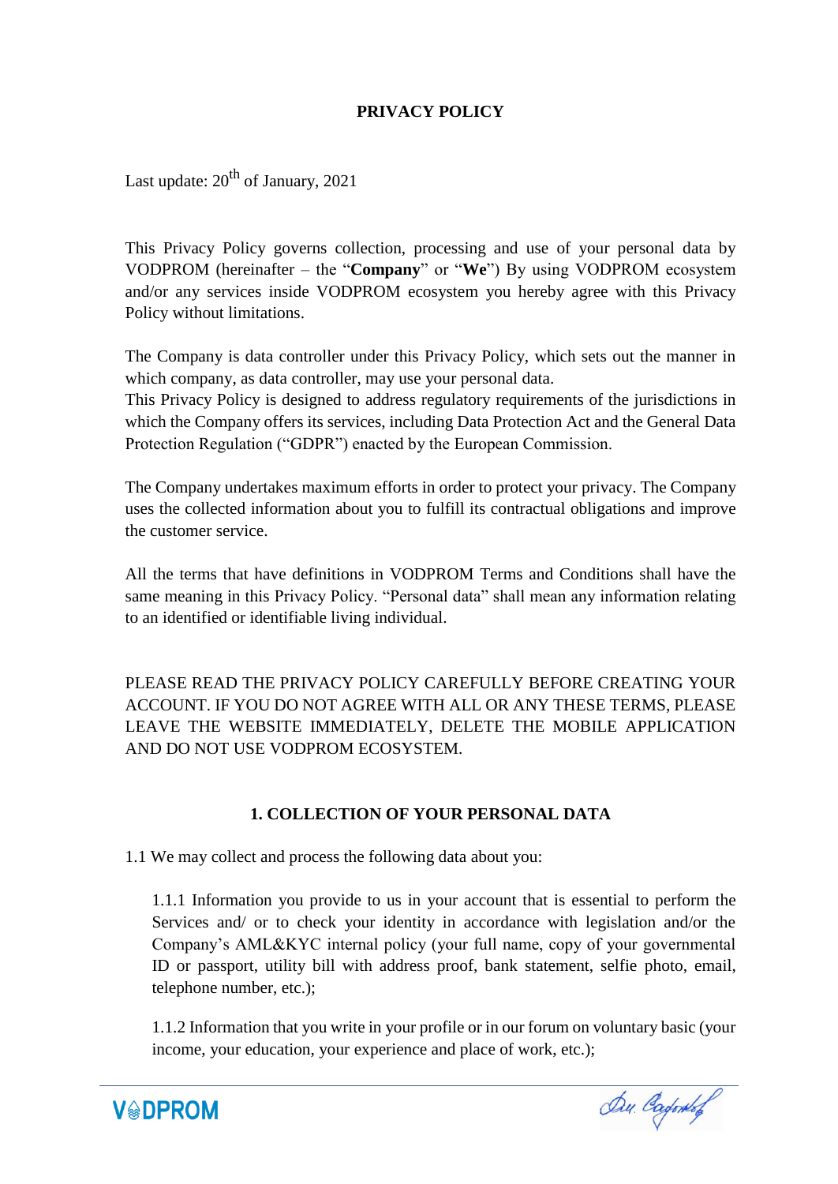# PRIVACY POLICY

Last update: 20th of January, 2021

This Privacy Policy governs collection, processing and use of your personal data by VODPROM (hereinafter – the "**Company**" or "**We**") By using VODPROM ecosystem and/or any services inside VODPROM ecosystem you hereby agree with this Privacy Policy without limitations.

The Company is data controller under this Privacy Policy, which sets out the manner in which company, as data controller, may use your personal data.
This Privacy Policy is designed to address regulatory requirements of the jurisdictions in which the Company offers its services, including Data Protection Act and the General Data Protection Regulation ("GDPR") enacted by the European Commission.

The Company undertakes maximum efforts in order to protect your privacy. The Company uses the collected information about you to fulfill its contractual obligations and improve the customer service.

All the terms that have definitions in VODPROM Terms and Conditions shall have the same meaning in this Privacy Policy. "Personal data" shall mean any information relating to an identified or identifiable living individual.

PLEASE READ THE PRIVACY POLICY CAREFULLY BEFORE CREATING YOUR ACCOUNT. IF YOU DO NOT AGREE WITH ALL OR ANY THESE TERMS, PLEASE LEAVE THE WEBSITE IMMEDIATELY, DELETE THE MOBILE APPLICATION AND DO NOT USE VODPROM ECOSYSTEM.

## 1. COLLECTION OF YOUR PERSONAL DATA

1.1 We may collect and process the following data about you:

1.1.1 Information you provide to us in your account that is essential to perform the Services and/ or to check your identity in accordance with legislation and/or the Company's AML&KYC internal policy (your full name, copy of your governmental ID or passport, utility bill with address proof, bank statement, selfie photo, email, telephone number, etc.);

1.1.2 Information that you write in your profile or in our forum on voluntary basic (your income, your education, your experience and place of work, etc.);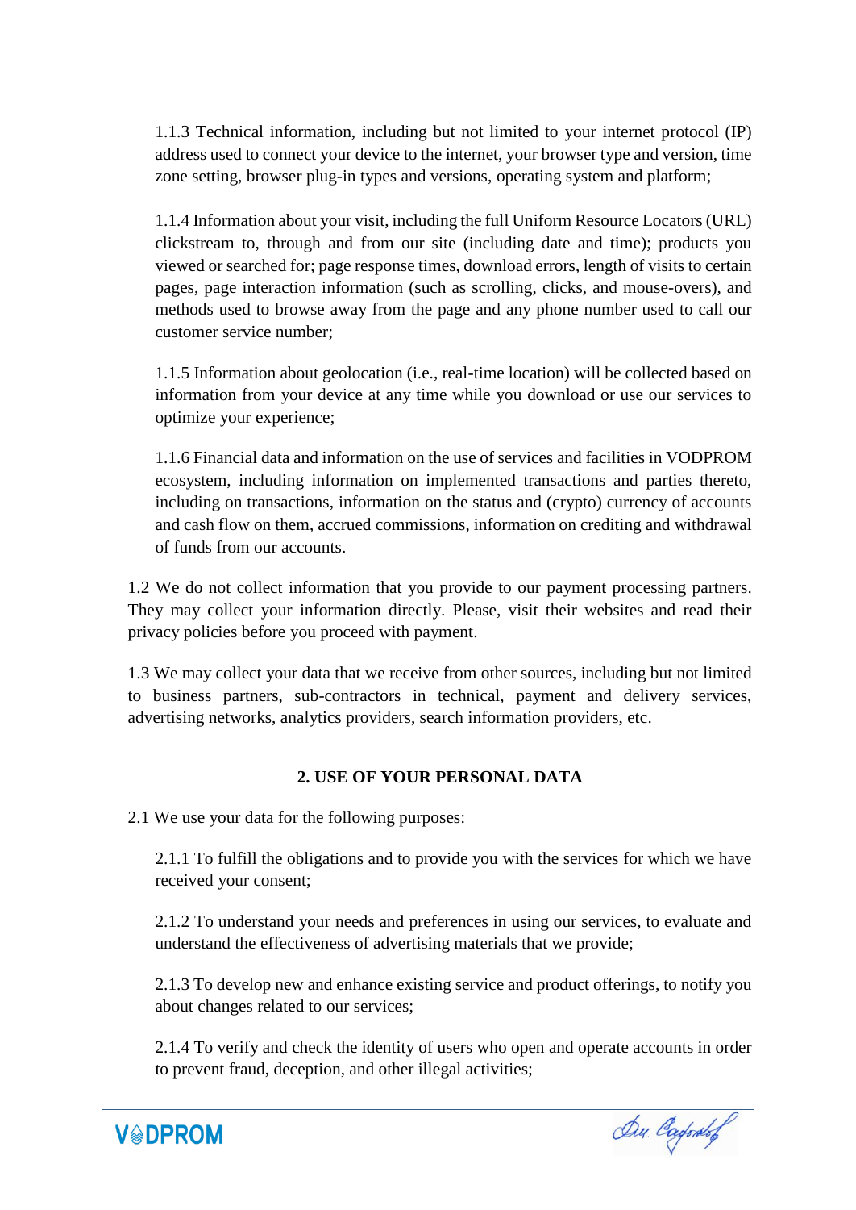1.1.3 Technical information, including but not limited to your internet protocol (IP) address used to connect your device to the internet, your browser type and version, time zone setting, browser plug-in types and versions, operating system and platform;

1.1.4 Information about your visit, including the full Uniform Resource Locators (URL) clickstream to, through and from our site (including date and time); products you viewed or searched for; page response times, download errors, length of visits to certain pages, page interaction information (such as scrolling, clicks, and mouse-overs), and methods used to browse away from the page and any phone number used to call our customer service number;

1.1.5 Information about geolocation (i.e., real-time location) will be collected based on information from your device at any time while you download or use our services to optimize your experience;

1.1.6 Financial data and information on the use of services and facilities in VODPROM ecosystem, including information on implemented transactions and parties thereto, including on transactions, information on the status and (crypto) currency of accounts and cash flow on them, accrued commissions, information on crediting and withdrawal of funds from our accounts.

1.2 We do not collect information that you provide to our payment processing partners. They may collect your information directly. Please, visit their websites and read their privacy policies before you proceed with payment.

1.3 We may collect your data that we receive from other sources, including but not limited to business partners, sub-contractors in technical, payment and delivery services, advertising networks, analytics providers, search information providers, etc.

## 2. USE OF YOUR PERSONAL DATA

2.1 We use your data for the following purposes:

2.1.1 To fulfill the obligations and to provide you with the services for which we have received your consent;

2.1.2 To understand your needs and preferences in using our services, to evaluate and understand the effectiveness of advertising materials that we provide;

2.1.3 To develop new and enhance existing service and product offerings, to notify you about changes related to our services;

2.1.4 To verify and check the identity of users who open and operate accounts in order to prevent fraud, deception, and other illegal activities;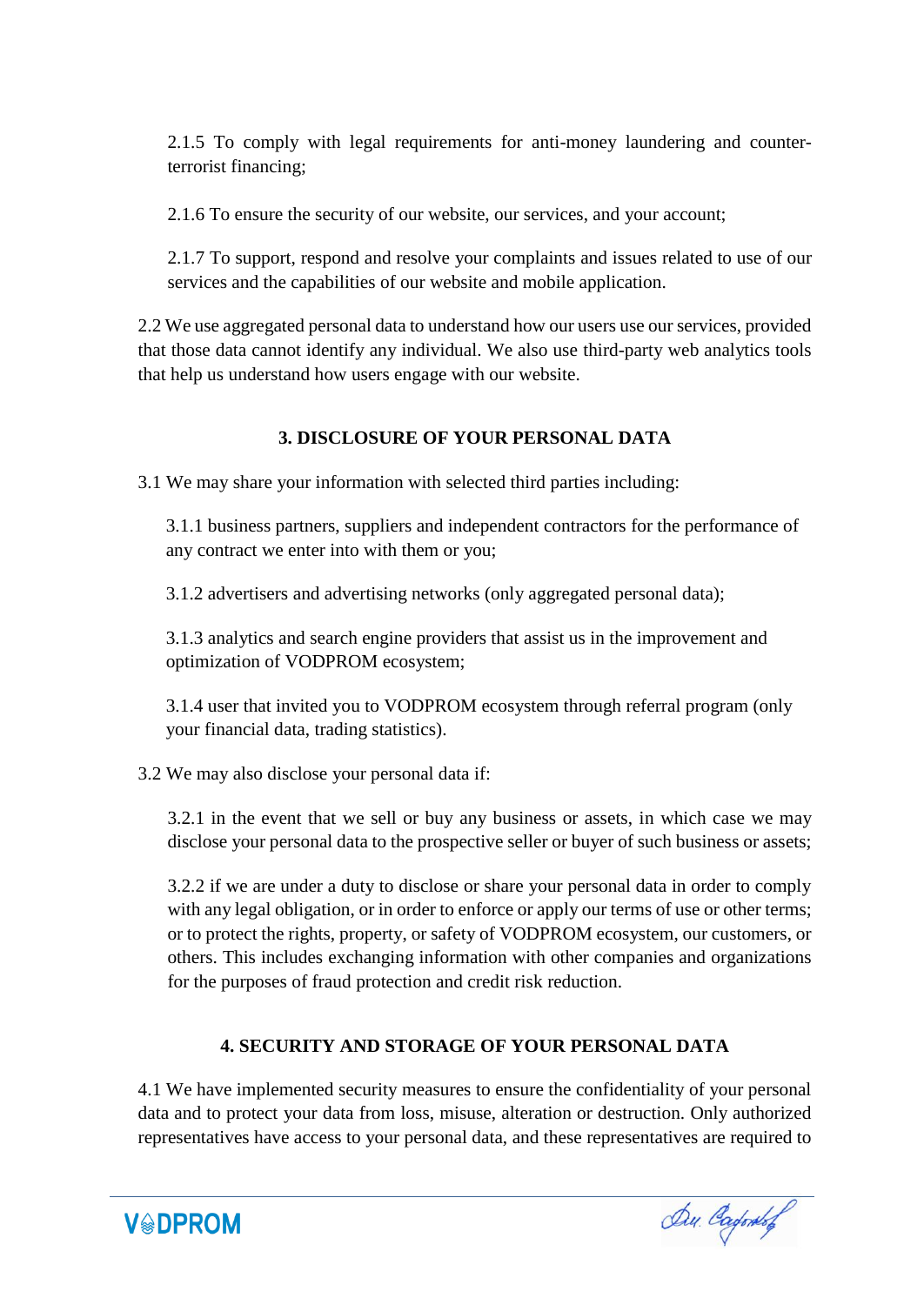2.1.5 To comply with legal requirements for anti-money laundering and counter-terrorist financing;

2.1.6 To ensure the security of our website, our services, and your account;

2.1.7 To support, respond and resolve your complaints and issues related to use of our services and the capabilities of our website and mobile application.

2.2 We use aggregated personal data to understand how our users use our services, provided that those data cannot identify any individual. We also use third-party web analytics tools that help us understand how users engage with our website.

## 3. DISCLOSURE OF YOUR PERSONAL DATA

3.1 We may share your information with selected third parties including:

3.1.1 business partners, suppliers and independent contractors for the performance of any contract we enter into with them or you;

3.1.2 advertisers and advertising networks (only aggregated personal data);

3.1.3 analytics and search engine providers that assist us in the improvement and optimization of VODPROM ecosystem;

3.1.4 user that invited you to VODPROM ecosystem through referral program (only your financial data, trading statistics).

3.2 We may also disclose your personal data if:

3.2.1 in the event that we sell or buy any business or assets, in which case we may disclose your personal data to the prospective seller or buyer of such business or assets;

3.2.2 if we are under a duty to disclose or share your personal data in order to comply with any legal obligation, or in order to enforce or apply our terms of use or other terms; or to protect the rights, property, or safety of VODPROM ecosystem, our customers, or others. This includes exchanging information with other companies and organizations for the purposes of fraud protection and credit risk reduction.

## 4. SECURITY AND STORAGE OF YOUR PERSONAL DATA

4.1 We have implemented security measures to ensure the confidentiality of your personal data and to protect your data from loss, misuse, alteration or destruction. Only authorized representatives have access to your personal data, and these representatives are required to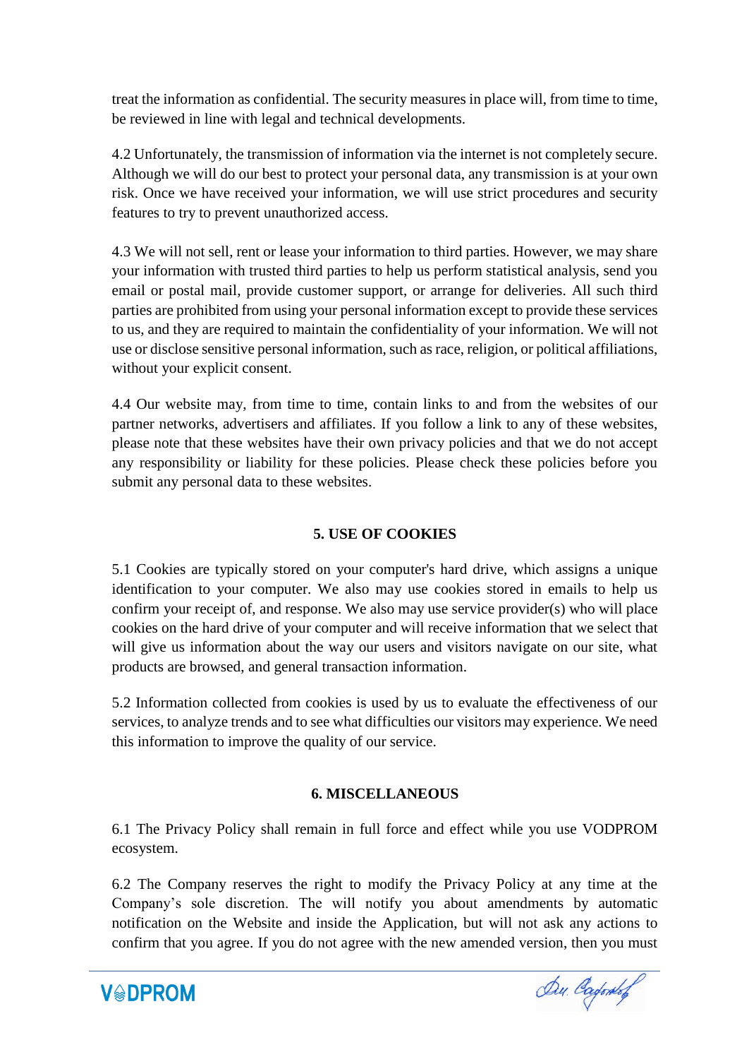treat the information as confidential. The security measures in place will, from time to time, be reviewed in line with legal and technical developments.

4.2 Unfortunately, the transmission of information via the internet is not completely secure. Although we will do our best to protect your personal data, any transmission is at your own risk. Once we have received your information, we will use strict procedures and security features to try to prevent unauthorized access.

4.3 We will not sell, rent or lease your information to third parties. However, we may share your information with trusted third parties to help us perform statistical analysis, send you email or postal mail, provide customer support, or arrange for deliveries. All such third parties are prohibited from using your personal information except to provide these services to us, and they are required to maintain the confidentiality of your information. We will not use or disclose sensitive personal information, such as race, religion, or political affiliations, without your explicit consent.

4.4 Our website may, from time to time, contain links to and from the websites of our partner networks, advertisers and affiliates. If you follow a link to any of these websites, please note that these websites have their own privacy policies and that we do not accept any responsibility or liability for these policies. Please check these policies before you submit any personal data to these websites.

## 5. USE OF COOKIES

5.1 Cookies are typically stored on your computer's hard drive, which assigns a unique identification to your computer. We also may use cookies stored in emails to help us confirm your receipt of, and response. We also may use service provider(s) who will place cookies on the hard drive of your computer and will receive information that we select that will give us information about the way our users and visitors navigate on our site, what products are browsed, and general transaction information.

5.2 Information collected from cookies is used by us to evaluate the effectiveness of our services, to analyze trends and to see what difficulties our visitors may experience. We need this information to improve the quality of our service.

## 6. MISCELLANEOUS

6.1 The Privacy Policy shall remain in full force and effect while you use VODPROM ecosystem.

6.2 The Company reserves the right to modify the Privacy Policy at any time at the Company's sole discretion. The will notify you about amendments by automatic notification on the Website and inside the Application, but will not ask any actions to confirm that you agree. If you do not agree with the new amended version, then you must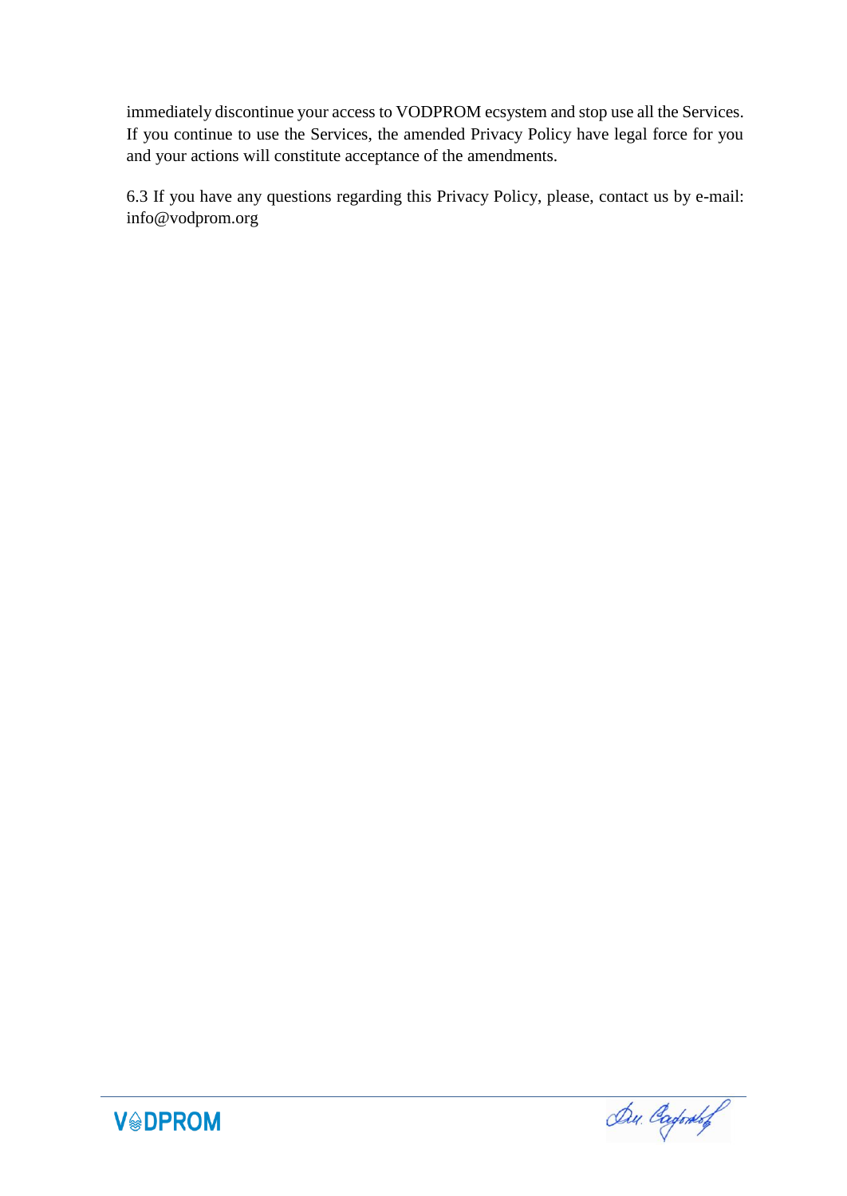immediately discontinue your access to VODPROM ecsystem and stop use all the Services. If you continue to use the Services, the amended Privacy Policy have legal force for you and your actions will constitute acceptance of the amendments.

6.3 If you have any questions regarding this Privacy Policy, please, contact us by e-mail: info@vodprom.org